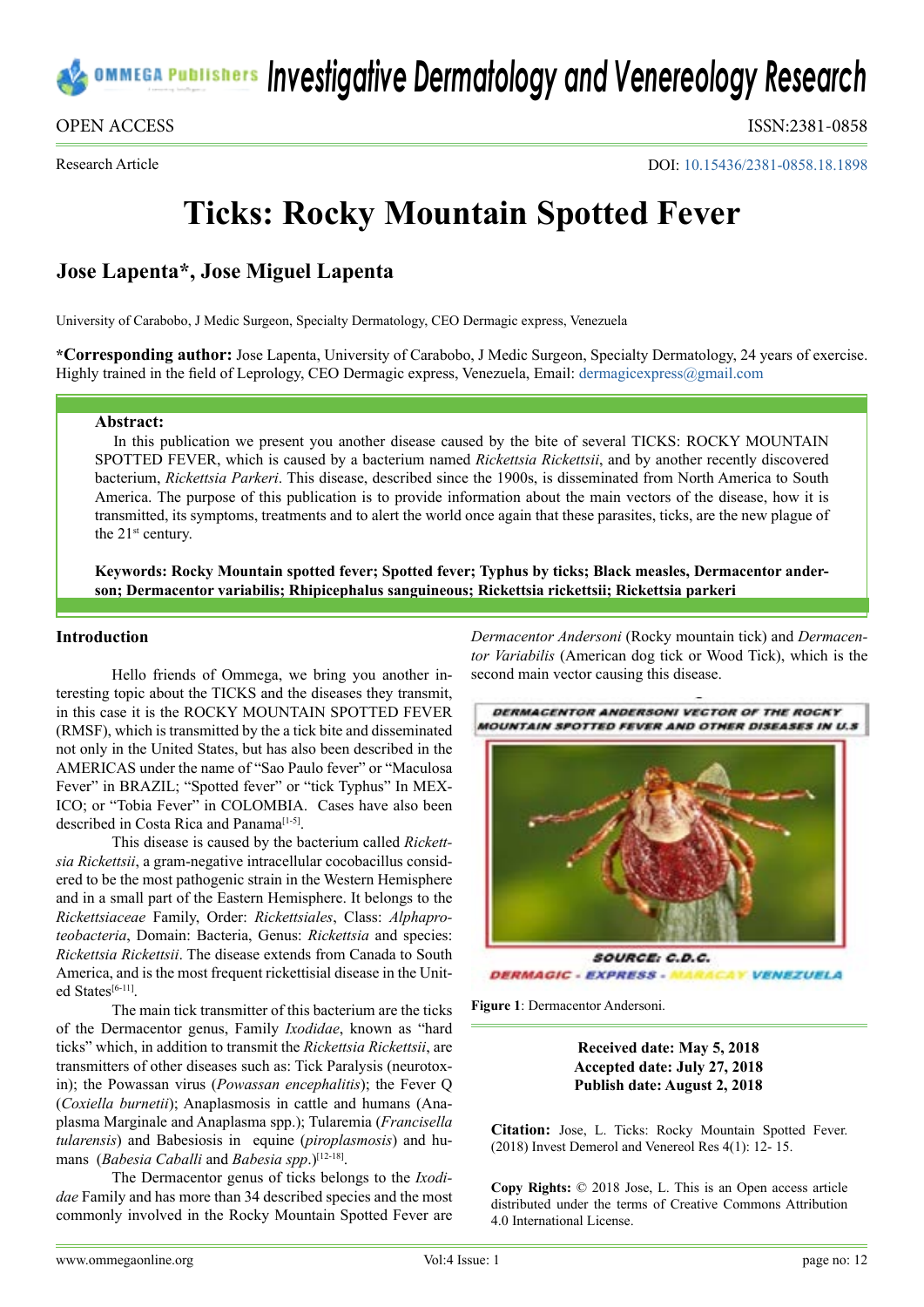# Ticks: Rocky Mountain Spotted Fever

## Jose Lapenta*, Jose Miguel Lapenta

University of Carabobo, J Medic Surgeon, Specialty Dermatology, CEO Dermagic express, Venezuela

***Corresponding author:** Jose Lapenta, University of Carabobo, J Medic Surgeon, Specialty Dermatology, 24 years of exercise. Highly trained in the field of Leprology, CEO Dermagic express, Venezuela, Email: dermagicexpress@gmail.com

OPEN ACCESS

ISSN:2381-0858

Research Article

DOI: 10.15436/2381-0858.18.1898

**Abstract:**

In this publication we present you another disease caused by the bite of several TICKS: ROCKY MOUNTAIN SPOTTED FEVER, which is caused by a bacterium named *Rickettsia Rickettsii*, and by another recently discovered bacterium, *Rickettsia Parkeri*. This disease, described since the 1900s, is disseminated from North America to South America. The purpose of this publication is to provide information about the main vectors of the disease, how it is transmitted, its symptoms, treatments and to alert the world once again that these parasites, ticks, are the new plague of the 21st century.

**Keywords: Rocky Mountain spotted fever; Spotted fever; Typhus by ticks; Black measles, Dermacentor anderson; Dermacentor variabilis; Rhipicephalus sanguineous; Rickettsia rickettsii; Rickettsia parkeri**

## Introduction

Hello friends of Ommega, we bring you another interesting topic about the TICKS and the diseases they transmit, in this case it is the ROCKY MOUNTAIN SPOTTED FEVER (RMSF), which is transmitted by the a tick bite and disseminated not only in the United States, but has also been described in the AMERICAS under the name of "Sao Paulo fever" or "Maculosa Fever" in BRAZIL; "Spotted fever" or "tick Typhus" In MEXICO; or "Tobia Fever" in COLOMBIA. Cases have also been described in Costa Rica and Panama[1-5].

This disease is caused by the bacterium called *Rickettsia Rickettsii*, a gram-negative intracellular cocobacillus considered to be the most pathogenic strain in the Western Hemisphere and in a small part of the Eastern Hemisphere. It belongs to the *Rickettsiaceae* Family, Order: *Rickettsiales*, Class: *Alphaproteobacteria*, Domain: Bacteria, Genus: *Rickettsia* and species: *Rickettsia Rickettsii*. The disease extends from Canada to South America, and is the most frequent rickettisial disease in the United States[6-11].

The main tick transmitter of this bacterium are the ticks of the Dermacentor genus, Family *Ixodidae*, known as "hard ticks" which, in addition to transmit the *Rickettsia Rickettsii*, are transmitters of other diseases such as: Tick Paralysis (neurotoxin); the Powassan virus (*Powassan encephalitis*); the Fever Q (*Coxiella burnetii*); Anaplasmosis in cattle and humans (Anaplasma Marginale and Anaplasma spp.); Tularemia (*Francisella tularensis*) and Babesiosis in equine (*piroplasmosis*) and humans (*Babesia Caballi* and *Babesia spp*.)[12-18].

The Dermacentor genus of ticks belongs to the *Ixodidae* Family and has more than 34 described species and the most commonly involved in the Rocky Mountain Spotted Fever are *Dermacentor Andersoni* (Rocky mountain tick) and *Dermacentor Variabilis* (American dog tick or Wood Tick), which is the second main vector causing this disease.

DERMACENTOR ANDERSONI VECTOR OF THE ROCKY MOUNTAIN SPOTTED FEVER AND OTHER DISEASES IN U.S

SOURCE: C.D.C.

DERMAGIC - EXPRESS - MARACAY VENEZUELA

**Figure 1**: Dermacentor Andersoni.

**Received date: May 5, 2018**
**Accepted date: July 27, 2018**
**Publish date: August 2, 2018**

**Citation:** Jose, L. Ticks: Rocky Mountain Spotted Fever. (2018) Invest Demerol and Venereol Res 4(1): 12- 15.

**Copy Rights:** © 2018 Jose, L. This is an Open access article distributed under the terms of Creative Commons Attribution 4.0 International License.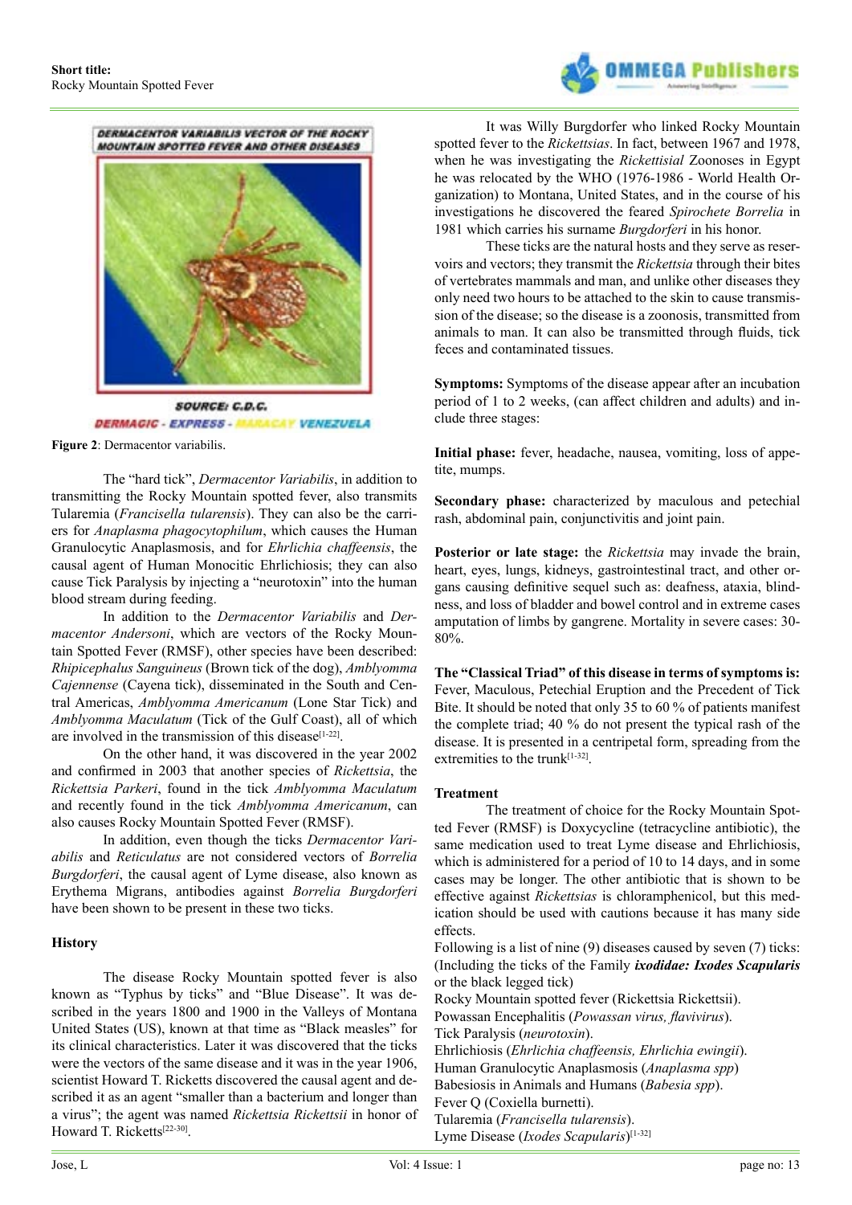**Figure 2**: Dermacentor variabilis.

The "hard tick", *Dermacentor Variabilis*, in addition to transmitting the Rocky Mountain spotted fever, also transmits Tularemia (*Francisella tularensis*). They can also be the carriers for *Anaplasma phagocytophilum*, which causes the Human Granulocytic Anaplasmosis, and for *Ehrlichia chaffeensis*, the causal agent of Human Monocitic Ehrlichiosis; they can also cause Tick Paralysis by injecting a "neurotoxin" into the human blood stream during feeding.

In addition to the *Dermacentor Variabilis* and *Dermacentor Andersoni*, which are vectors of the Rocky Mountain Spotted Fever (RMSF), other species have been described: *Rhipicephalus Sanguineus* (Brown tick of the dog), *Amblyomma Cajennense* (Cayena tick), disseminated in the South and Central Americas, *Amblyomma Americanum* (Lone Star Tick) and *Amblyomma Maculatum* (Tick of the Gulf Coast), all of which are involved in the transmission of this disease[1-22].

On the other hand, it was discovered in the year 2002 and confirmed in 2003 that another species of *Rickettsia*, the *Rickettsia Parkeri*, found in the tick *Amblyomma Maculatum* and recently found in the tick *Amblyomma Americanum*, can also causes Rocky Mountain Spotted Fever (RMSF).

In addition, even though the ticks *Dermacentor Variabilis* and *Reticulatus* are not considered vectors of *Borrelia Burgdorferi*, the causal agent of Lyme disease, also known as Erythema Migrans, antibodies against *Borrelia Burgdorferi* have been shown to be present in these two ticks.

### History

The disease Rocky Mountain spotted fever is also known as "Typhus by ticks" and "Blue Disease". It was described in the years 1800 and 1900 in the Valleys of Montana United States (US), known at that time as "Black measles" for its clinical characteristics. Later it was discovered that the ticks were the vectors of the same disease and it was in the year 1906, scientist Howard T. Ricketts discovered the causal agent and described it as an agent "smaller than a bacterium and longer than a virus"; the agent was named *Rickettsia Rickettsii* in honor of Howard T. Ricketts[22-30].

It was Willy Burgdorfer who linked Rocky Mountain spotted fever to the *Rickettsias*. In fact, between 1967 and 1978, when he was investigating the *Rickettsial* Zoonoses in Egypt he was relocated by the WHO (1976-1986 - World Health Organization) to Montana, United States, and in the course of his investigations he discovered the feared *Spirochete Borrelia* in 1981 which carries his surname *Burgdorferi* in his honor.

These ticks are the natural hosts and they serve as reservoirs and vectors; they transmit the *Rickettsia* through their bites of vertebrates mammals and man, and unlike other diseases they only need two hours to be attached to the skin to cause transmission of the disease; so the disease is a zoonosis, transmitted from animals to man. It can also be transmitted through fluids, tick feces and contaminated tissues.

**Symptoms:** Symptoms of the disease appear after an incubation period of 1 to 2 weeks, (can affect children and adults) and include three stages:

**Initial phase:** fever, headache, nausea, vomiting, loss of appetite, mumps.

**Secondary phase:** characterized by maculous and petechial rash, abdominal pain, conjunctivitis and joint pain.

**Posterior or late stage:** the *Rickettsia* may invade the brain, heart, eyes, lungs, kidneys, gastrointestinal tract, and other organs causing definitive sequel such as: deafness, ataxia, blindness, and loss of bladder and bowel control and in extreme cases amputation of limbs by gangrene. Mortality in severe cases: 30-80%.

**The "Classical Triad" of this disease in terms of symptoms is:** Fever, Maculous, Petechial Eruption and the Precedent of Tick Bite. It should be noted that only 35 to 60 % of patients manifest the complete triad; 40 % do not present the typical rash of the disease. It is presented in a centripetal form, spreading from the extremities to the trunk[1-32].

### Treatment

The treatment of choice for the Rocky Mountain Spotted Fever (RMSF) is Doxycycline (tetracycline antibiotic), the same medication used to treat Lyme disease and Ehrlichiosis, which is administered for a period of 10 to 14 days, and in some cases may be longer. The other antibiotic that is shown to be effective against *Rickettsias* is chloramphenicol, but this medication should be used with cautions because it has many side effects.

Following is a list of nine (9) diseases caused by seven (7) ticks: (Including the ticks of the Family ***ixodidae: Ixodes Scapularis*** or the black legged tick)

Rocky Mountain spotted fever (Rickettsia Rickettsii).
Powassan Encephalitis (*Powassan virus, flavivirus*).
Tick Paralysis (*neurotoxin*).
Ehrlichiosis (*Ehrlichia chaffeensis, Ehrlichia ewingii*).
Human Granulocytic Anaplasmosis (*Anaplasma spp*)
Babesiosis in Animals and Humans (*Babesia spp*).
Fever Q (Coxiella burnetti).
Tularemia (*Francisella tularensis*).
Lyme Disease (*Ixodes Scapularis*)[1-32]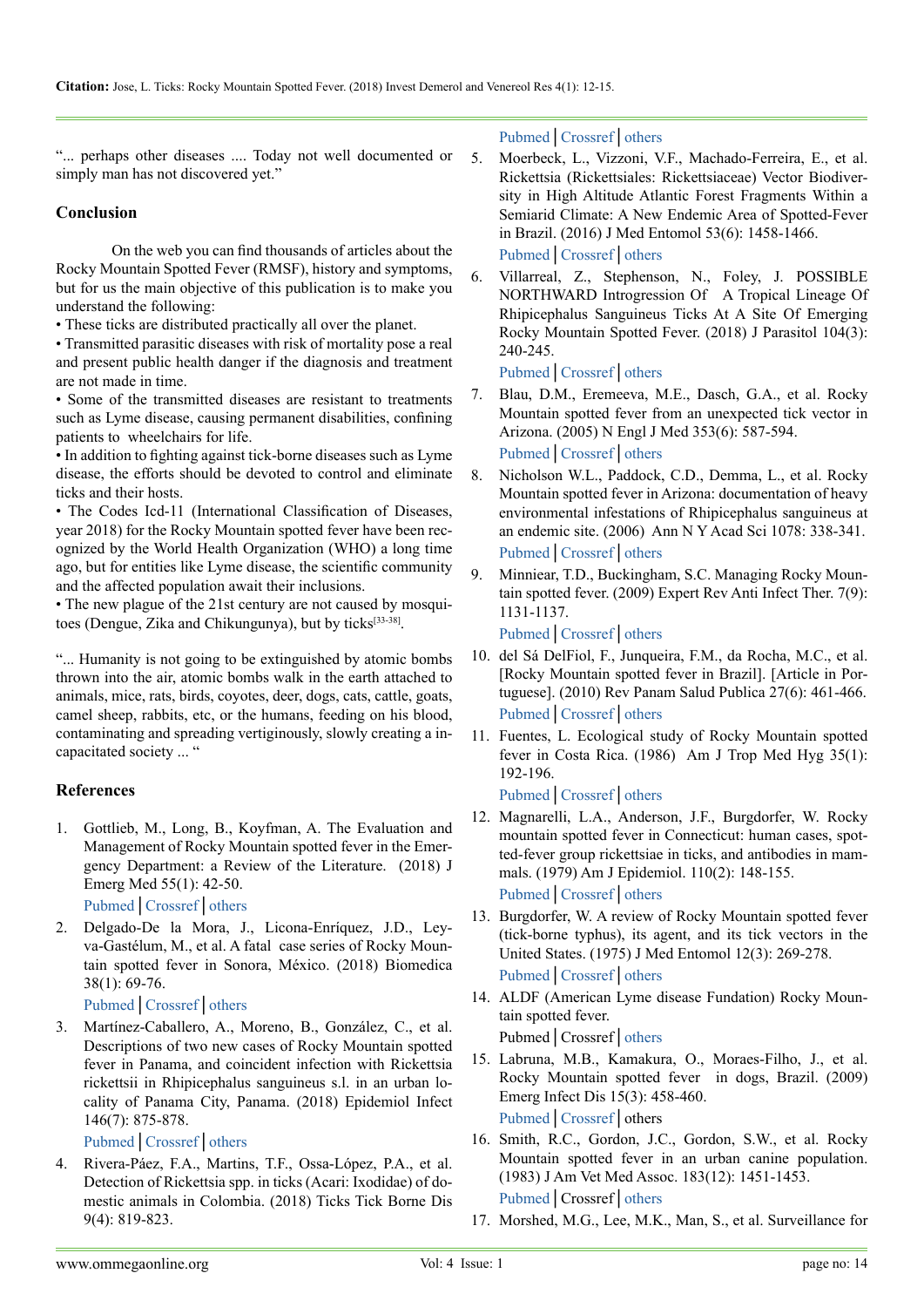"... perhaps other diseases .... Today not well documented or simply man has not discovered yet."

## Conclusion

On the web you can find thousands of articles about the Rocky Mountain Spotted Fever (RMSF), history and symptoms, but for us the main objective of this publication is to make you understand the following:

- These ticks are distributed practically all over the planet.
- Transmitted parasitic diseases with risk of mortality pose a real and present public health danger if the diagnosis and treatment are not made in time.
- Some of the transmitted diseases are resistant to treatments such as Lyme disease, causing permanent disabilities, confining patients to wheelchairs for life.
- In addition to fighting against tick-borne diseases such as Lyme disease, the efforts should be devoted to control and eliminate ticks and their hosts.
- The Codes Icd-11 (International Classification of Diseases, year 2018) for the Rocky Mountain spotted fever have been recognized by the World Health Organization (WHO) a long time ago, but for entities like Lyme disease, the scientific community and the affected population await their inclusions.
- The new plague of the 21st century are not caused by mosquitoes (Dengue, Zika and Chikungunya), but by ticks[33-38].

"... Humanity is not going to be extinguished by atomic bombs thrown into the air, atomic bombs walk in the earth attached to animals, mice, rats, birds, coyotes, deer, dogs, cats, cattle, goats, camel sheep, rabbits, etc, or the humans, feeding on his blood, contaminating and spreading vertiginously, slowly creating a incapacitated society ... "

## References

1. Gottlieb, M., Long, B., Koyfman, A. The Evaluation and Management of Rocky Mountain spotted fever in the Emergency Department: a Review of the Literature. (2018) J Emerg Med 55(1): 42-50.
Pubmed | Crossref | others
2. Delgado-De la Mora, J., Licona-Enríquez, J.D., Leyva-Gastélum, M., et al. A fatal case series of Rocky Mountain spotted fever in Sonora, México. (2018) Biomedica 38(1): 69-76.
Pubmed | Crossref | others
3. Martínez-Caballero, A., Moreno, B., González, C., et al. Descriptions of two new cases of Rocky Mountain spotted fever in Panama, and coincident infection with Rickettsia rickettsii in Rhipicephalus sanguineus s.l. in an urban locality of Panama City, Panama. (2018) Epidemiol Infect 146(7): 875-878.
Pubmed | Crossref | others
4. Rivera-Páez, F.A., Martins, T.F., Ossa-López, P.A., et al. Detection of Rickettsia spp. in ticks (Acari: Ixodidae) of domestic animals in Colombia. (2018) Ticks Tick Borne Dis 9(4): 819-823.
Pubmed | Crossref | others
5. Moerbeck, L., Vizzoni, V.F., Machado-Ferreira, E., et al. Rickettsia (Rickettsiales: Rickettsiaceae) Vector Biodiversity in High Altitude Atlantic Forest Fragments Within a Semiarid Climate: A New Endemic Area of Spotted-Fever in Brazil. (2016) J Med Entomol 53(6): 1458-1466.
Pubmed | Crossref | others
6. Villarreal, Z., Stephenson, N., Foley, J. POSSIBLE NORTHWARD Introgression Of A Tropical Lineage Of Rhipicephalus Sanguineus Ticks At A Site Of Emerging Rocky Mountain Spotted Fever. (2018) J Parasitol 104(3): 240-245.
Pubmed | Crossref | others
7. Blau, D.M., Eremeeva, M.E., Dasch, G.A., et al. Rocky Mountain spotted fever from an unexpected tick vector in Arizona. (2005) N Engl J Med 353(6): 587-594.
Pubmed | Crossref | others
8. Nicholson W.L., Paddock, C.D., Demma, L., et al. Rocky Mountain spotted fever in Arizona: documentation of heavy environmental infestations of Rhipicephalus sanguineus at an endemic site. (2006) Ann N Y Acad Sci 1078: 338-341.
Pubmed | Crossref | others
9. Minniear, T.D., Buckingham, S.C. Managing Rocky Mountain spotted fever. (2009) Expert Rev Anti Infect Ther. 7(9): 1131-1137.
Pubmed | Crossref | others
10. del Sá DelFiol, F., Junqueira, F.M., da Rocha, M.C., et al. [Rocky Mountain spotted fever in Brazil]. [Article in Portuguese]. (2010) Rev Panam Salud Publica 27(6): 461-466.
Pubmed | Crossref | others
11. Fuentes, L. Ecological study of Rocky Mountain spotted fever in Costa Rica. (1986) Am J Trop Med Hyg 35(1): 192-196.
Pubmed | Crossref | others
12. Magnarelli, L.A., Anderson, J.F., Burgdorfer, W. Rocky mountain spotted fever in Connecticut: human cases, spotted-fever group rickettsiae in ticks, and antibodies in mammals. (1979) Am J Epidemiol. 110(2): 148-155.
Pubmed | Crossref | others
13. Burgdorfer, W. A review of Rocky Mountain spotted fever (tick-borne typhus), its agent, and its tick vectors in the United States. (1975) J Med Entomol 12(3): 269-278.
Pubmed | Crossref | others
14. ALDF (American Lyme disease Fundation) Rocky Mountain spotted fever.
Pubmed | Crossref | others
15. Labruna, M.B., Kamakura, O., Moraes-Filho, J., et al. Rocky Mountain spotted fever in dogs, Brazil. (2009) Emerg Infect Dis 15(3): 458-460.
Pubmed | Crossref | others
16. Smith, R.C., Gordon, J.C., Gordon, S.W., et al. Rocky Mountain spotted fever in an urban canine population. (1983) J Am Vet Med Assoc. 183(12): 1451-1453.
Pubmed | Crossref | others
17. Morshed, M.G., Lee, M.K., Man, S., et al. Surveillance for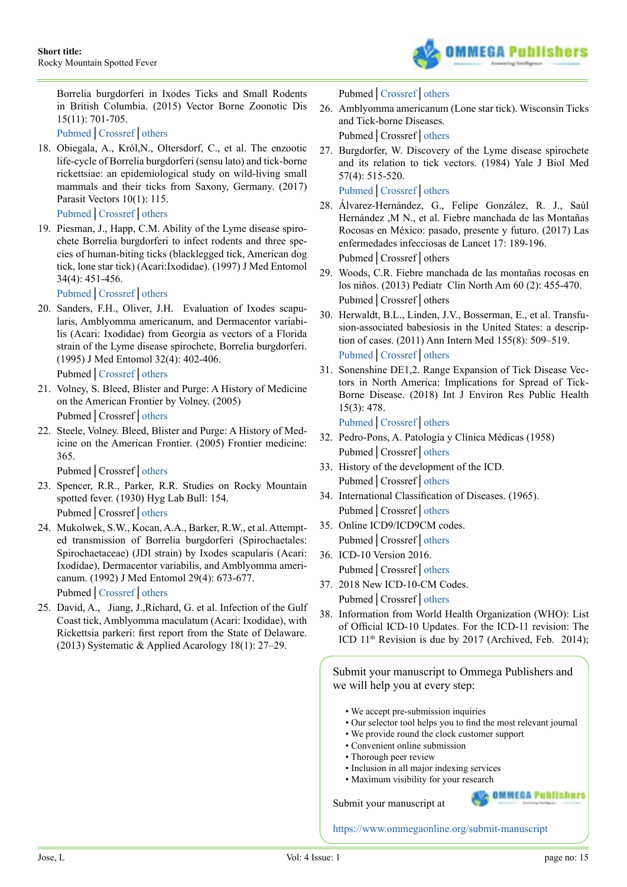Borrelia burgdorferi in Ixodes Ticks and Small Rodents in British Columbia. (2015) Vector Borne Zoonotic Dis 15(11): 701-705.
Pubmed | Crossref | others

18. Obiegala, A., Król,N., Oltersdorf, C., et al. The enzootic life-cycle of Borrelia burgdorferi (sensu lato) and tick-borne rickettsiae: an epidemiological study on wild-living small mammals and their ticks from Saxony, Germany. (2017) Parasit Vectors 10(1): 115.
Pubmed | Crossref | others

19. Piesman, J., Happ, C.M. Ability of the Lyme disease spirochete Borrelia burgdorferi to infect rodents and three species of human-biting ticks (blacklegged tick, American dog tick, lone star tick) (Acari:Ixodidae). (1997) J Med Entomol 34(4): 451-456.
Pubmed | Crossref | others

20. Sanders, F.H., Oliver, J.H. Evaluation of Ixodes scapularis, Amblyomma americanum, and Dermacentor variabilis (Acari: Ixodidae) from Georgia as vectors of a Florida strain of the Lyme disease spirochete, Borrelia burgdorferi. (1995) J Med Entomol 32(4): 402-406.
Pubmed | Crossref | others

21. Volney, S. Bleed, Blister and Purge: A History of Medicine on the American Frontier by Volney. (2005)
Pubmed | Crossref | others

22. Steele, Volney. Bleed, Blister and Purge: A History of Medicine on the American Frontier. (2005) Frontier medicine: 365.
Pubmed | Crossref | others

23. Spencer, R.R., Parker, R.R. Studies on Rocky Mountain spotted fever. (1930) Hyg Lab Bull: 154.
Pubmed | Crossref | others

24. Mukolwek, S.W., Kocan, A.A., Barker, R.W., et al. Attempted transmission of Borrelia burgdorferi (Spirochaetales: Spirochaetaceae) (JDI strain) by Ixodes scapularis (Acari: Ixodidae), Dermacentor variabilis, and Amblyomma americanum. (1992) J Med Entomol 29(4): 673-677.
Pubmed | Crossref | others

25. David, A., Jiang, J.,Richard, G. et al. Infection of the Gulf Coast tick, Amblyomma maculatum (Acari: Ixodidae), with Rickettsia parkeri: first report from the State of Delaware. (2013) Systematic & Applied Acarology 18(1): 27–29.
Pubmed | Crossref | others

26. Amblyomma americanum (Lone star tick). Wisconsin Ticks and Tick-borne Diseases.
Pubmed | Crossref | others

27. Burgdorfer, W. Discovery of the Lyme disease spirochete and its relation to tick vectors. (1984) Yale J Biol Med 57(4): 515-520.
Pubmed | Crossref | others

28. Álvarez-Hernández, G., Felipe González, R. J., Saúl Hernández ,M N., et al. Fiebre manchada de las Montañas Rocosas en México: pasado, presente y futuro. (2017) Las enfermedades infecciosas de Lancet 17: 189-196.
Pubmed | Crossref | others

29. Woods, C.R. Fiebre manchada de las montañas rocosas en los niños. (2013) Pediatr Clin North Am 60 (2): 455-470.
Pubmed | Crossref | others

30. Herwaldt, B.L., Linden, J.V., Bosserman, E., et al. Transfusion-associated babesiosis in the United States: a description of cases. (2011) Ann Intern Med 155(8): 509–519.
Pubmed | Crossref | others

31. Sonenshine DE1,2. Range Expansion of Tick Disease Vectors in North America: Implications for Spread of Tick-Borne Disease. (2018) Int J Environ Res Public Health 15(3): 478.
Pubmed | Crossref | others

32. Pedro-Pons, A. Patología y Clínica Médicas (1958)
Pubmed | Crossref | others

33. History of the development of the ICD.
Pubmed | Crossref | others

34. International Classification of Diseases. (1965).
Pubmed | Crossref | others

35. Online ICD9/ICD9CM codes.
Pubmed | Crossref | others

36. ICD-10 Version 2016.
Pubmed | Crossref | others

37. 2018 New ICD-10-CM Codes.
Pubmed | Crossref | others

38. Information from World Health Organization (WHO): List of Official ICD-10 Updates. For the ICD-11 revision: The ICD 11th Revision is due by 2017 (Archived, Feb. 2014);

Submit your manuscript to Ommega Publishers and we will help you at every step:

- We accept pre-submission inquiries
- Our selector tool helps you to find the most relevant journal
- We provide round the clock customer support
- Convenient online submission
- Thorough peer review
- Inclusion in all major indexing services
- Maximum visibility for your research

Submit your manuscript at

https://www.ommegaonline.org/submit-manuscript